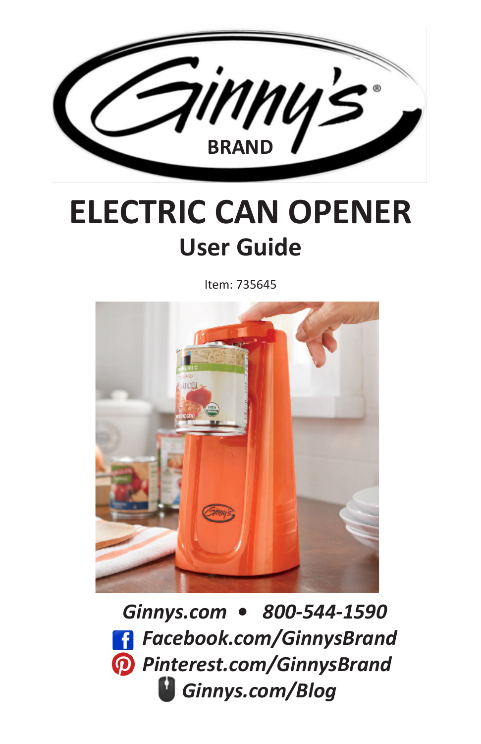Ginny's® BRAND

# ELECTRIC CAN OPENER

## User Guide

Item: 735645

***Ginnys.com • 800-544-1590***

***Facebook.com/GinnysBrand***

***Pinterest.com/GinnysBrand***

***Ginnys.com/Blog***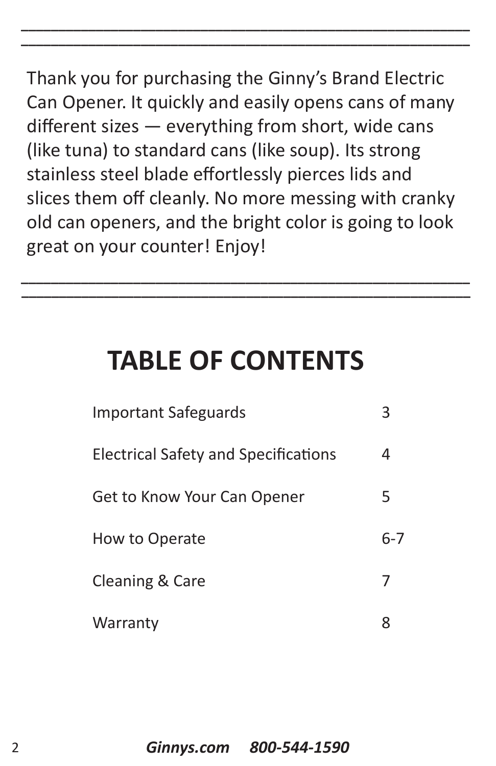Thank you for purchasing the Ginny's Brand Electric Can Opener. It quickly and easily opens cans of many different sizes — everything from short, wide cans (like tuna) to standard cans (like soup). Its strong stainless steel blade effortlessly pierces lids and slices them off cleanly. No more messing with cranky old can openers, and the bright color is going to look great on your counter! Enjoy!

# TABLE OF CONTENTS

| | |
|---|---|
| Important Safeguards | 3 |
| Electrical Safety and Specifications | 4 |
| Get to Know Your Can Opener | 5 |
| How to Operate | 6-7 |
| Cleaning & Care | 7 |
| Warranty | 8 |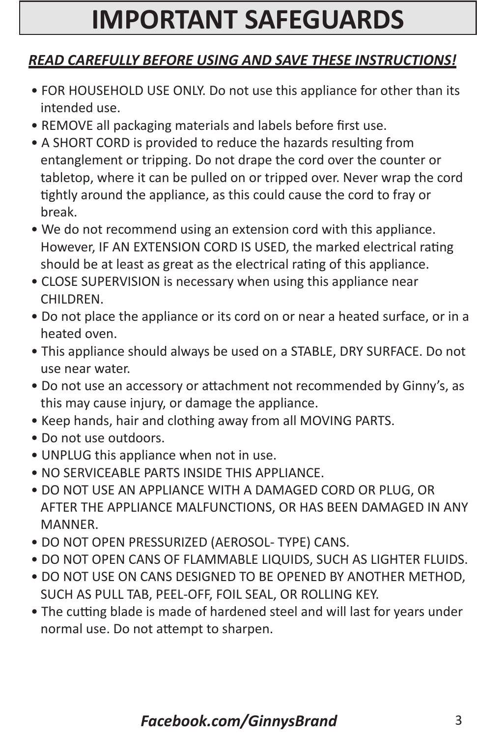# IMPORTANT SAFEGUARDS

***READ CAREFULLY BEFORE USING AND SAVE THESE INSTRUCTIONS!***

- FOR HOUSEHOLD USE ONLY. Do not use this appliance for other than its intended use.
- REMOVE all packaging materials and labels before first use.
- A SHORT CORD is provided to reduce the hazards resulting from entanglement or tripping. Do not drape the cord over the counter or tabletop, where it can be pulled on or tripped over. Never wrap the cord tightly around the appliance, as this could cause the cord to fray or break.
- We do not recommend using an extension cord with this appliance. However, IF AN EXTENSION CORD IS USED, the marked electrical rating should be at least as great as the electrical rating of this appliance.
- CLOSE SUPERVISION is necessary when using this appliance near CHILDREN.
- Do not place the appliance or its cord on or near a heated surface, or in a heated oven.
- This appliance should always be used on a STABLE, DRY SURFACE. Do not use near water.
- Do not use an accessory or attachment not recommended by Ginny's, as this may cause injury, or damage the appliance.
- Keep hands, hair and clothing away from all MOVING PARTS.
- Do not use outdoors.
- UNPLUG this appliance when not in use.
- NO SERVICEABLE PARTS INSIDE THIS APPLIANCE.
- DO NOT USE AN APPLIANCE WITH A DAMAGED CORD OR PLUG, OR AFTER THE APPLIANCE MALFUNCTIONS, OR HAS BEEN DAMAGED IN ANY MANNER.
- DO NOT OPEN PRESSURIZED (AEROSOL- TYPE) CANS.
- DO NOT OPEN CANS OF FLAMMABLE LIQUIDS, SUCH AS LIGHTER FLUIDS.
- DO NOT USE ON CANS DESIGNED TO BE OPENED BY ANOTHER METHOD, SUCH AS PULL TAB, PEEL-OFF, FOIL SEAL, OR ROLLING KEY.
- The cutting blade is made of hardened steel and will last for years under normal use. Do not attempt to sharpen.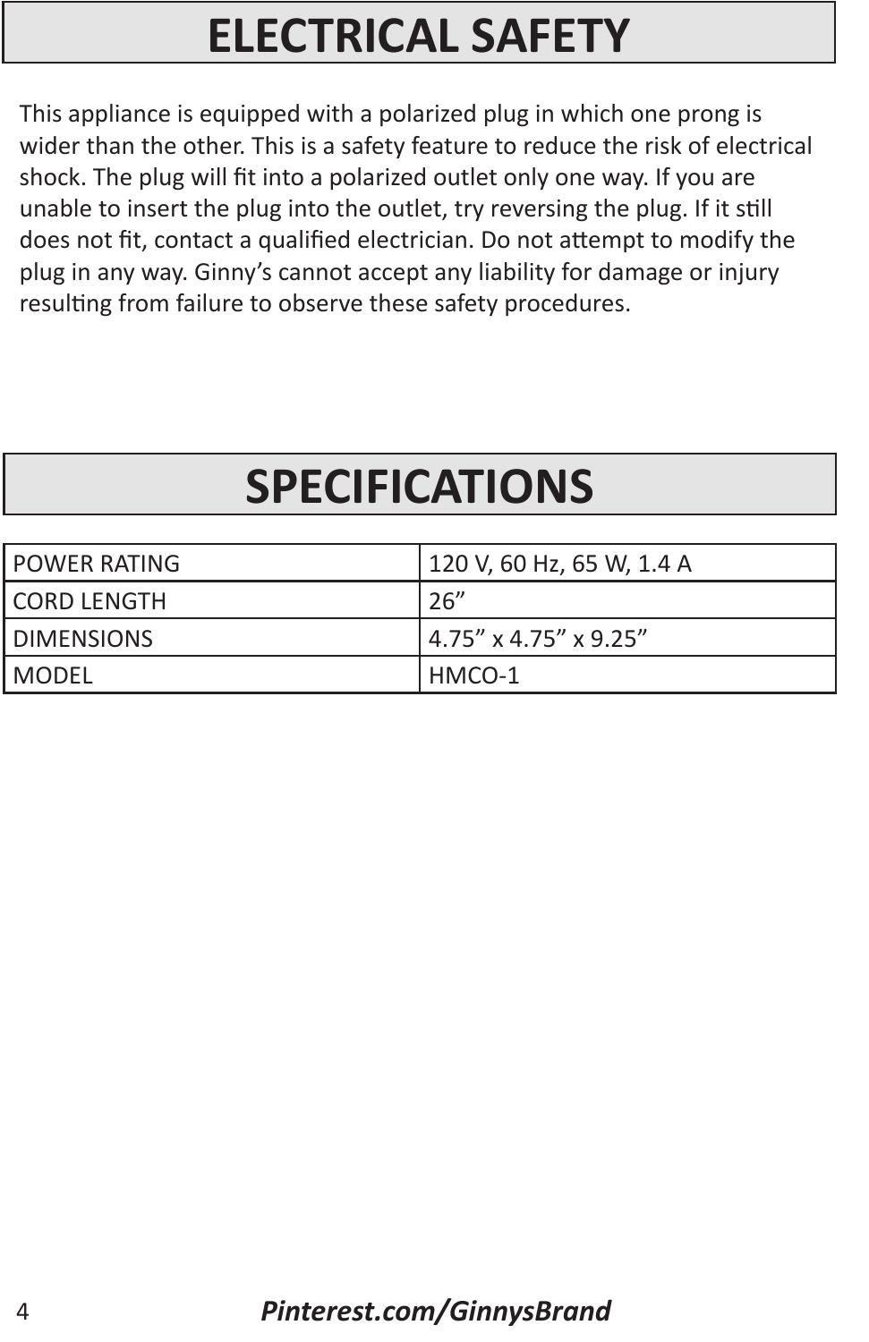# ELECTRICAL SAFETY

This appliance is equipped with a polarized plug in which one prong is wider than the other. This is a safety feature to reduce the risk of electrical shock. The plug will fit into a polarized outlet only one way. If you are unable to insert the plug into the outlet, try reversing the plug. If it still does not fit, contact a qualified electrician. Do not attempt to modify the plug in any way. Ginny's cannot accept any liability for damage or injury resulting from failure to observe these safety procedures.

# SPECIFICATIONS

| | |
|---|---|
| POWER RATING | 120 V, 60 Hz, 65 W, 1.4 A |
| CORD LENGTH | 26" |
| DIMENSIONS | 4.75" x 4.75" x 9.25" |
| MODEL | HMCO-1 |

***Pinterest.com/GinnysBrand***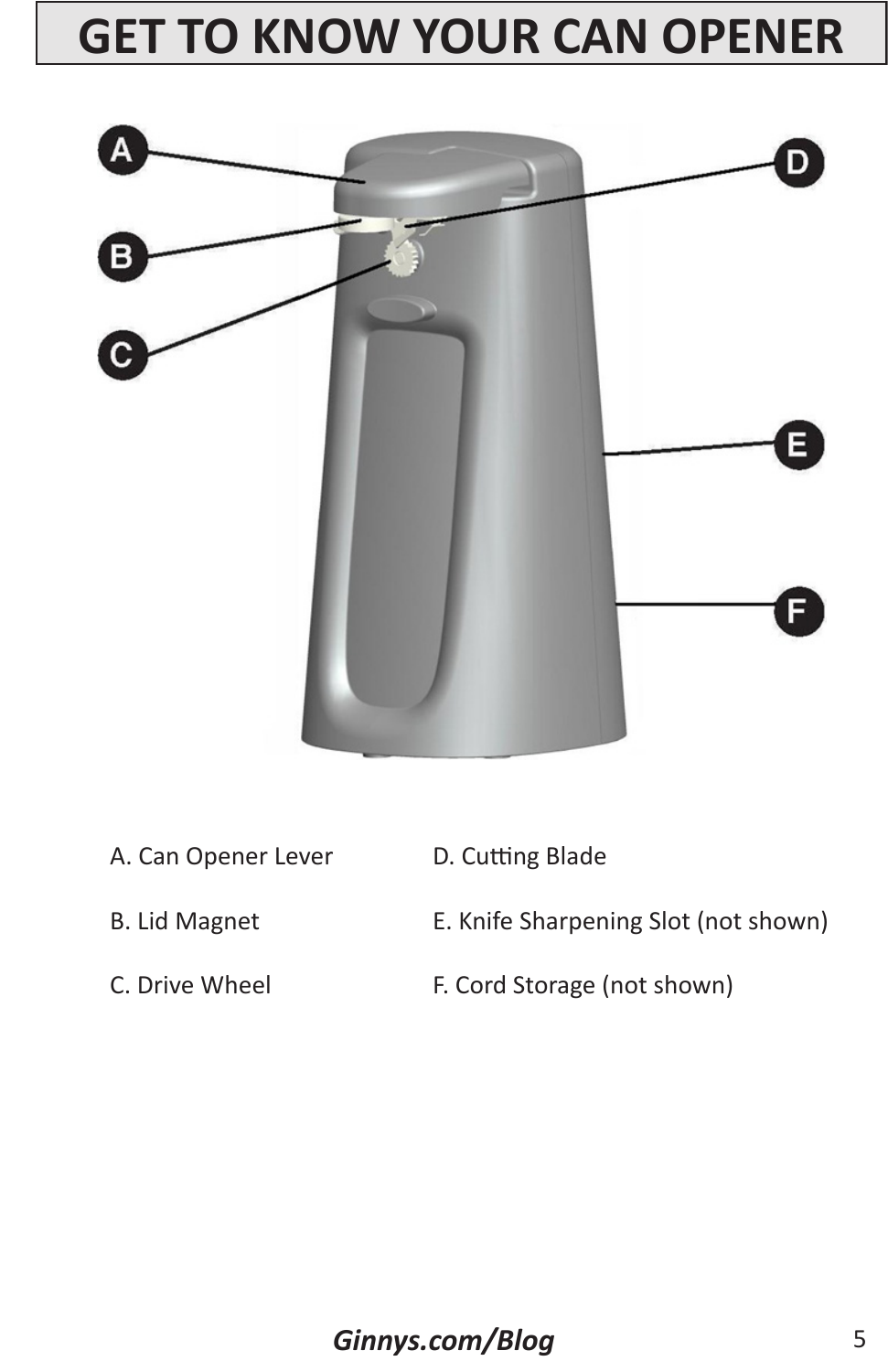# GET TO KNOW YOUR CAN OPENER

A. Can Opener Lever

B. Lid Magnet

C. Drive Wheel

D. Cutting Blade

E. Knife Sharpening Slot (not shown)

F. Cord Storage (not shown)

***Ginnys.com/Blog***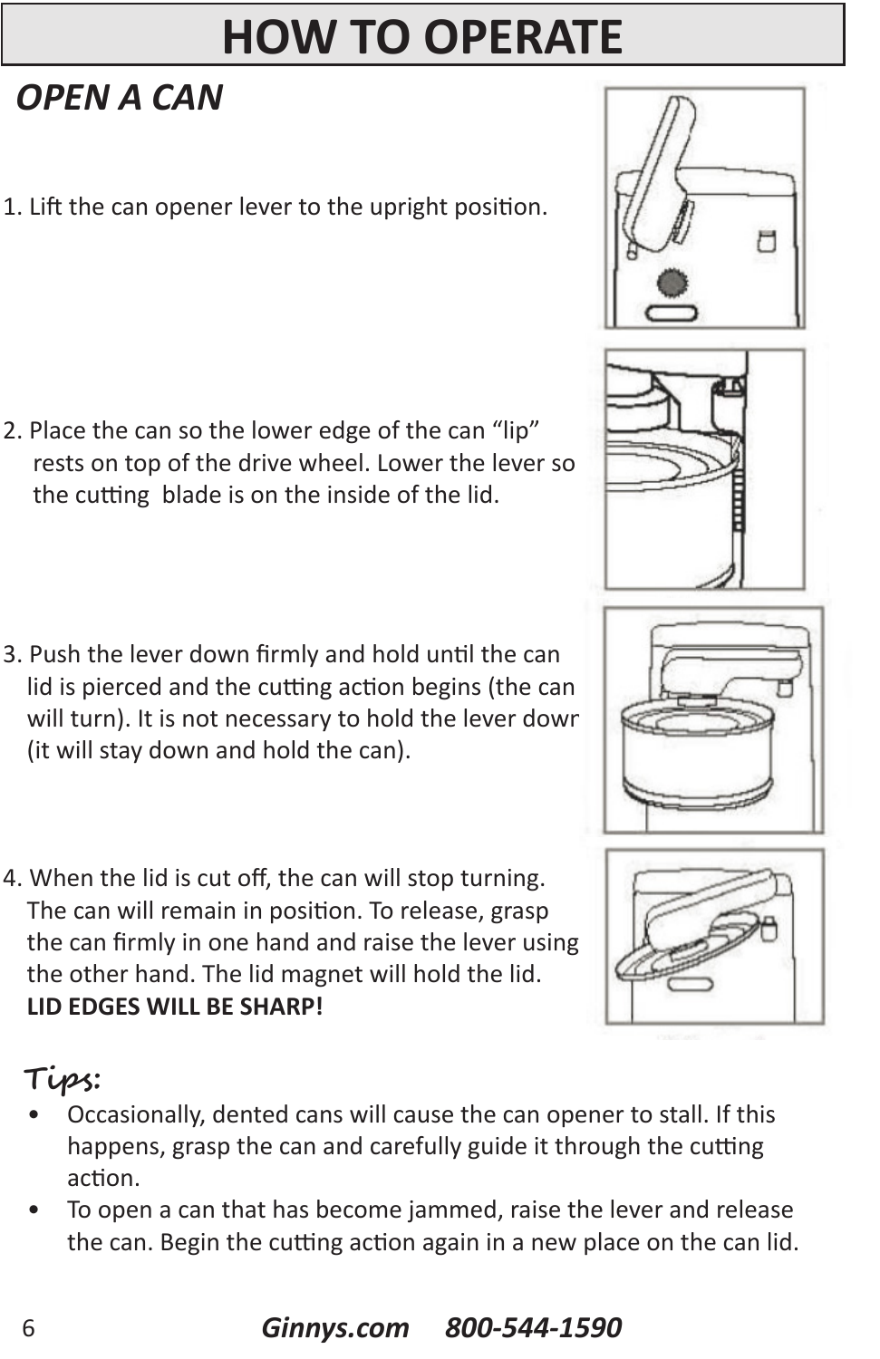# HOW TO OPERATE

## *OPEN A CAN*

1. Lift the can opener lever to the upright position.

2. Place the can so the lower edge of the can "lip" rests on top of the drive wheel. Lower the lever so the cutting blade is on the inside of the lid.

3. Push the lever down firmly and hold until the can lid is pierced and the cutting action begins (the can will turn). It is not necessary to hold the lever down (it will stay down and hold the can).

4. When the lid is cut off, the can will stop turning. The can will remain in position. To release, grasp the can firmly in one hand and raise the lever using the other hand. The lid magnet will hold the lid. **LID EDGES WILL BE SHARP!**

**Tips:**

- Occasionally, dented cans will cause the can opener to stall. If this happens, grasp the can and carefully guide it through the cutting action.
- To open a can that has become jammed, raise the lever and release the can. Begin the cutting action again in a new place on the can lid.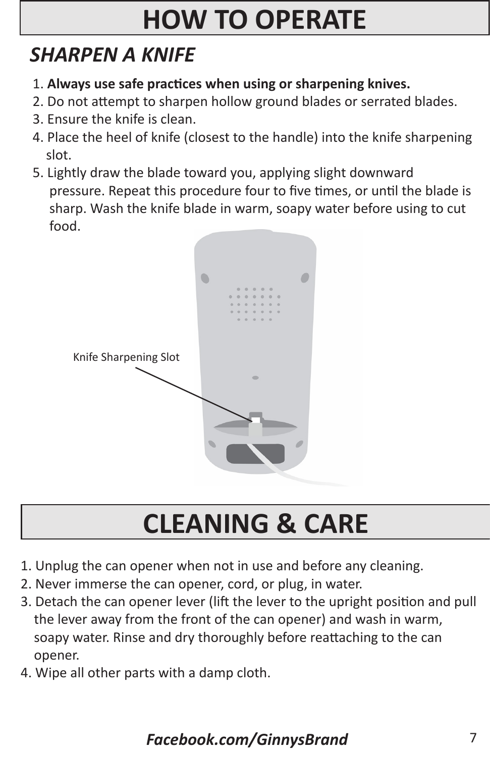# HOW TO OPERATE

## *SHARPEN A KNIFE*

1. **Always use safe practices when using or sharpening knives.**
2. Do not attempt to sharpen hollow ground blades or serrated blades.
3. Ensure the knife is clean.
4. Place the heel of knife (closest to the handle) into the knife sharpening slot.
5. Lightly draw the blade toward you, applying slight downward pressure. Repeat this procedure four to five times, or until the blade is sharp. Wash the knife blade in warm, soapy water before using to cut food.

Knife Sharpening Slot

# CLEANING & CARE

1. Unplug the can opener when not in use and before any cleaning.
2. Never immerse the can opener, cord, or plug, in water.
3. Detach the can opener lever (lift the lever to the upright position and pull the lever away from the front of the can opener) and wash in warm, soapy water. Rinse and dry thoroughly before reattaching to the can opener.
4. Wipe all other parts with a damp cloth.

***Facebook.com/GinnysBrand***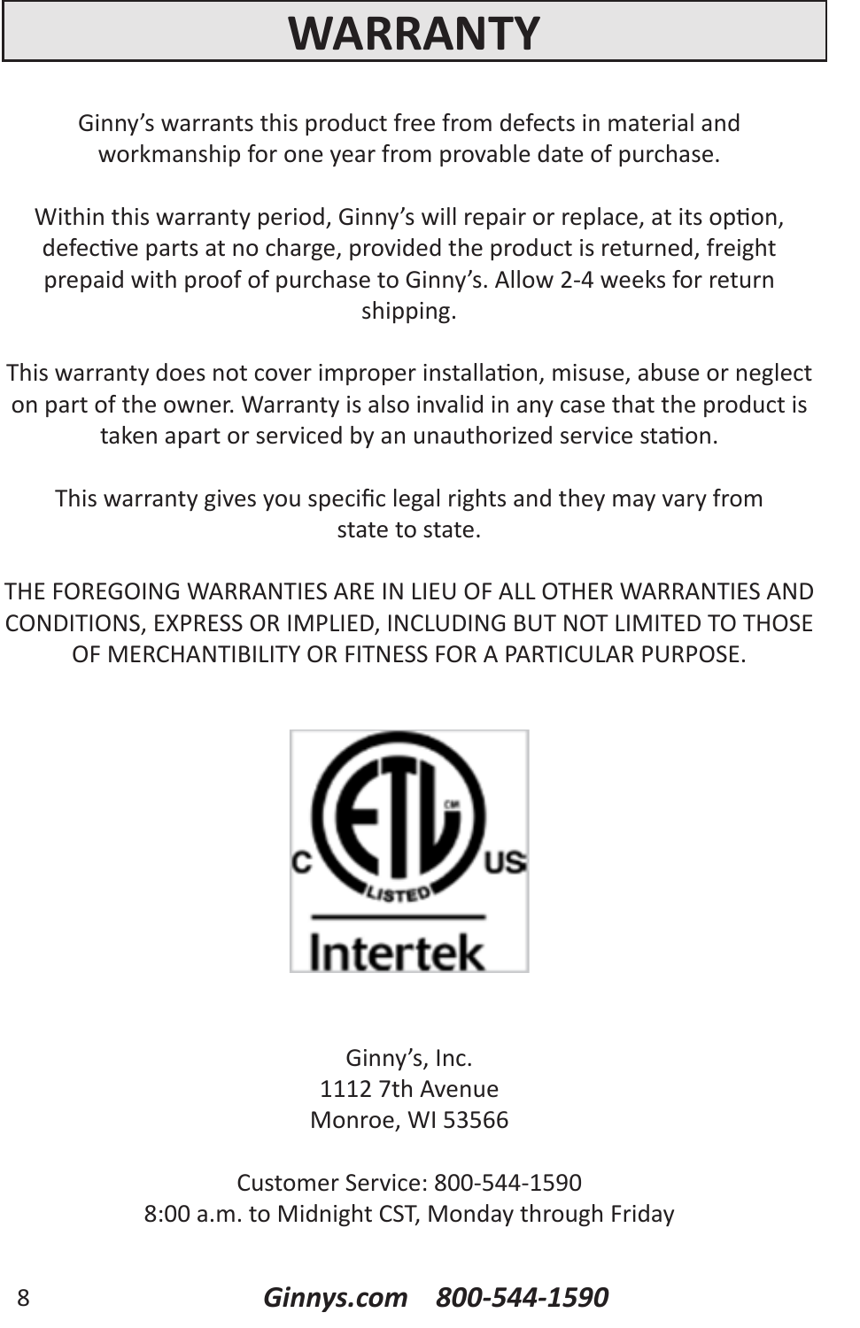# WARRANTY

Ginny's warrants this product free from defects in material and workmanship for one year from provable date of purchase.

Within this warranty period, Ginny's will repair or replace, at its option, defective parts at no charge, provided the product is returned, freight prepaid with proof of purchase to Ginny's. Allow 2-4 weeks for return shipping.

This warranty does not cover improper installation, misuse, abuse or neglect on part of the owner. Warranty is also invalid in any case that the product is taken apart or serviced by an unauthorized service station.

This warranty gives you specific legal rights and they may vary from state to state.

THE FOREGOING WARRANTIES ARE IN LIEU OF ALL OTHER WARRANTIES AND CONDITIONS, EXPRESS OR IMPLIED, INCLUDING BUT NOT LIMITED TO THOSE OF MERCHANTIBILITY OR FITNESS FOR A PARTICULAR PURPOSE.

C ETL LISTED US
Intertek

Ginny's, Inc.
1112 7th Avenue
Monroe, WI 53566

Customer Service: 800-544-1590
8:00 a.m. to Midnight CST, Monday through Friday

***Ginnys.com  800-544-1590***